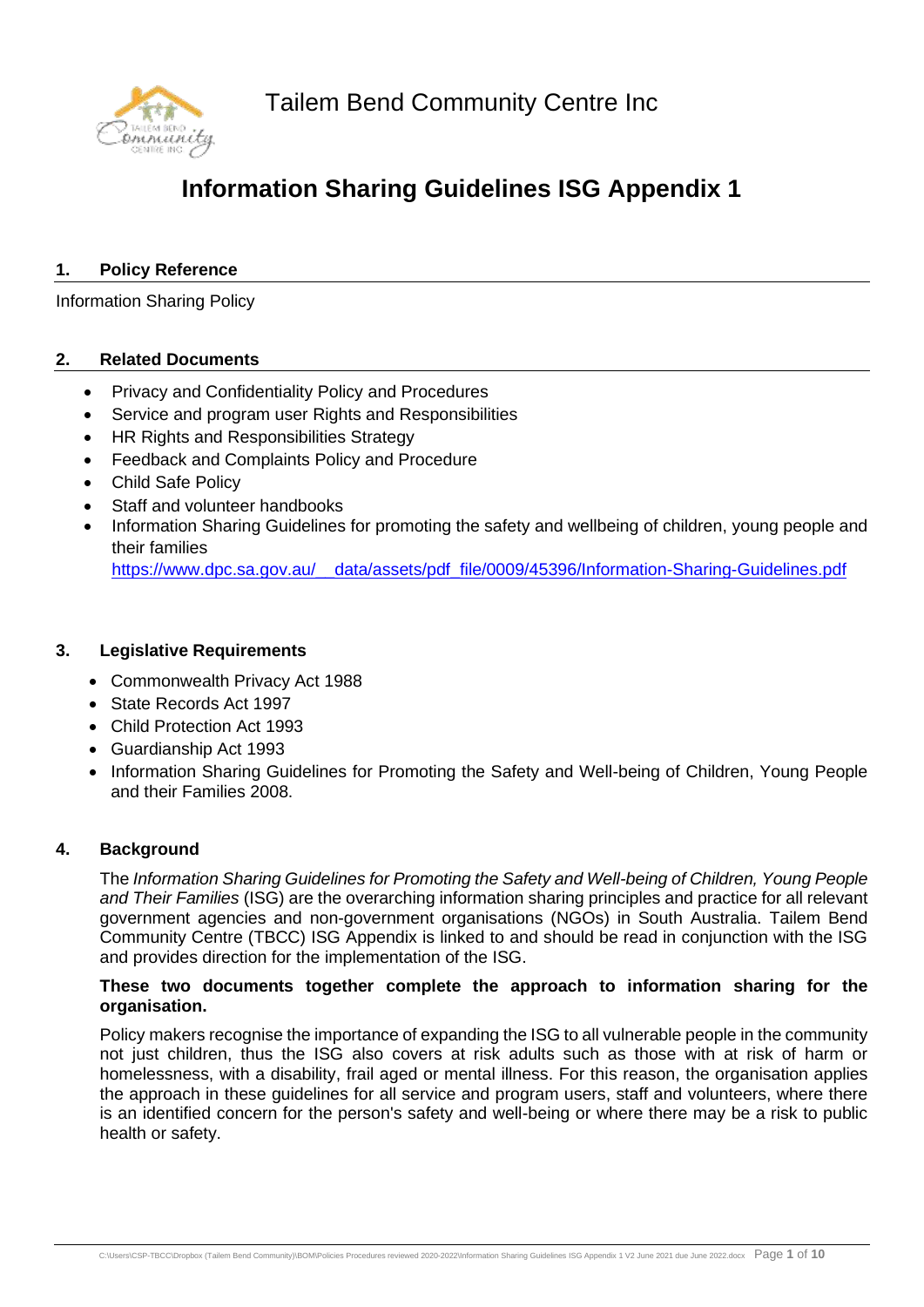Tailem Bend Community Centre Inc

# Information Sharing Guidelines ISG Appendix 1

## 1. Policy Reference

Information Sharing Policy

## 2. Related Documents

- Privacy and Confidentiality Policy and Procedures
- Service and program user Rights and Responsibilities
- HR Rights and Responsibilities Strategy
- Feedback and Complaints Policy and Procedure
- Child Safe Policy
- Staff and volunteer handbooks
- Information Sharing Guidelines for promoting the safety and wellbeing of children, young people and their families https://www.dpc.sa.gov.au/__data/assets/pdf_file/0009/45396/Information-Sharing-Guidelines.pdf

## 3. Legislative Requirements

- Commonwealth Privacy Act 1988
- State Records Act 1997
- Child Protection Act 1993
- Guardianship Act 1993
- Information Sharing Guidelines for Promoting the Safety and Well-being of Children, Young People and their Families 2008.

## 4. Background

The *Information Sharing Guidelines for Promoting the Safety and Well-being of Children, Young People and Their Families* (ISG) are the overarching information sharing principles and practice for all relevant government agencies and non-government organisations (NGOs) in South Australia. Tailem Bend Community Centre (TBCC) ISG Appendix is linked to and should be read in conjunction with the ISG and provides direction for the implementation of the ISG.

**These two documents together complete the approach to information sharing for the organisation.**

Policy makers recognise the importance of expanding the ISG to all vulnerable people in the community not just children, thus the ISG also covers at risk adults such as those with at risk of harm or homelessness, with a disability, frail aged or mental illness. For this reason, the organisation applies the approach in these guidelines for all service and program users, staff and volunteers, where there is an identified concern for the person's safety and well-being or where there may be a risk to public health or safety.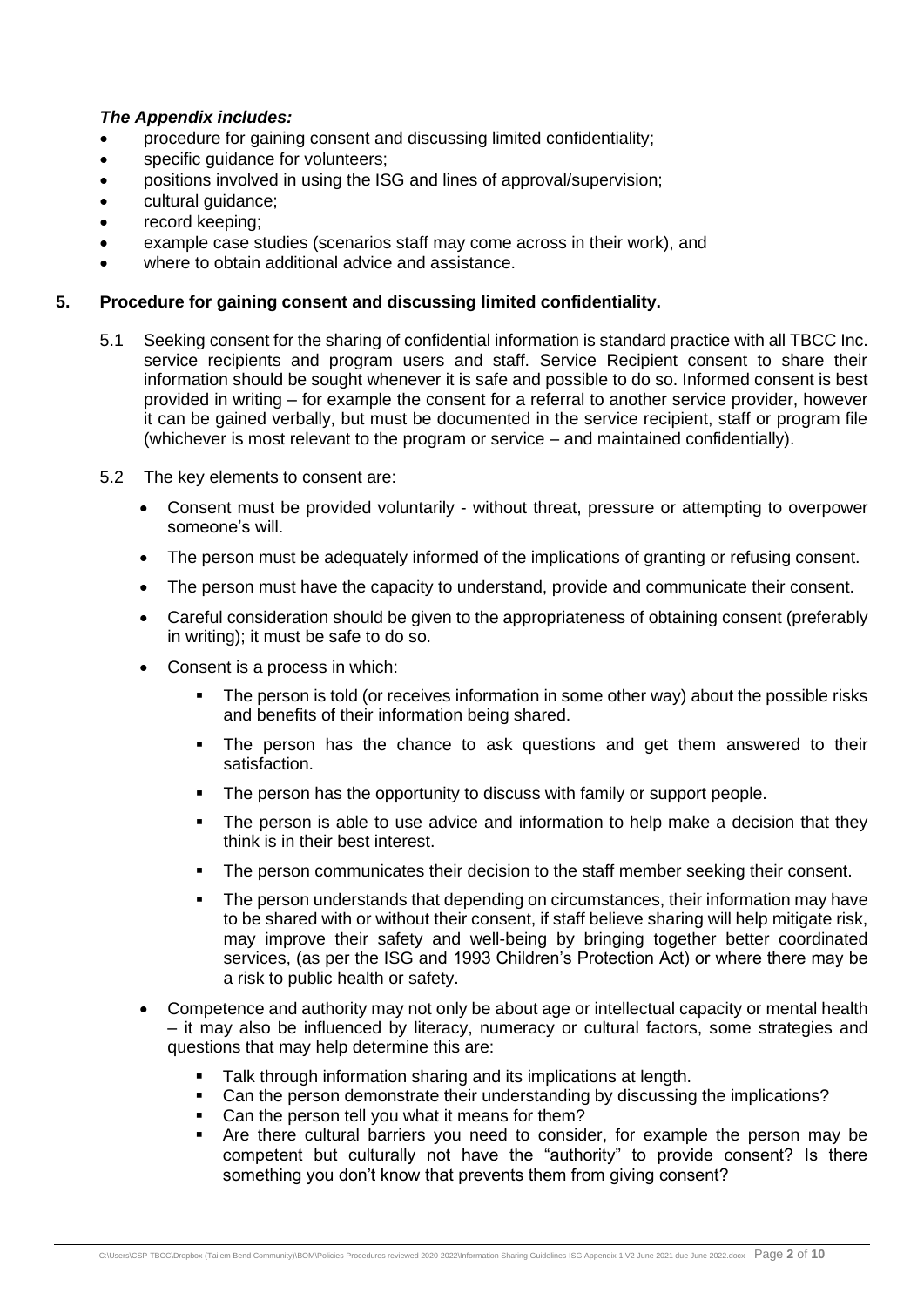***The Appendix includes:***

- procedure for gaining consent and discussing limited confidentiality;
- specific guidance for volunteers;
- positions involved in using the ISG and lines of approval/supervision;
- cultural guidance;
- record keeping;
- example case studies (scenarios staff may come across in their work), and
- where to obtain additional advice and assistance.

## 5. Procedure for gaining consent and discussing limited confidentiality.

5.1 Seeking consent for the sharing of confidential information is standard practice with all TBCC Inc. service recipients and program users and staff. Service Recipient consent to share their information should be sought whenever it is safe and possible to do so. Informed consent is best provided in writing – for example the consent for a referral to another service provider, however it can be gained verbally, but must be documented in the service recipient, staff or program file (whichever is most relevant to the program or service – and maintained confidentially).

5.2 The key elements to consent are:

- Consent must be provided voluntarily - without threat, pressure or attempting to overpower someone's will.
- The person must be adequately informed of the implications of granting or refusing consent.
- The person must have the capacity to understand, provide and communicate their consent.
- Careful consideration should be given to the appropriateness of obtaining consent (preferably in writing); it must be safe to do so.
- Consent is a process in which:
  - The person is told (or receives information in some other way) about the possible risks and benefits of their information being shared.
  - The person has the chance to ask questions and get them answered to their satisfaction.
  - The person has the opportunity to discuss with family or support people.
  - The person is able to use advice and information to help make a decision that they think is in their best interest.
  - The person communicates their decision to the staff member seeking their consent.
  - The person understands that depending on circumstances, their information may have to be shared with or without their consent, if staff believe sharing will help mitigate risk, may improve their safety and well-being by bringing together better coordinated services, (as per the ISG and 1993 Children's Protection Act) or where there may be a risk to public health or safety.
- Competence and authority may not only be about age or intellectual capacity or mental health – it may also be influenced by literacy, numeracy or cultural factors, some strategies and questions that may help determine this are:
  - Talk through information sharing and its implications at length.
  - Can the person demonstrate their understanding by discussing the implications?
  - Can the person tell you what it means for them?
  - Are there cultural barriers you need to consider, for example the person may be competent but culturally not have the "authority" to provide consent? Is there something you don't know that prevents them from giving consent?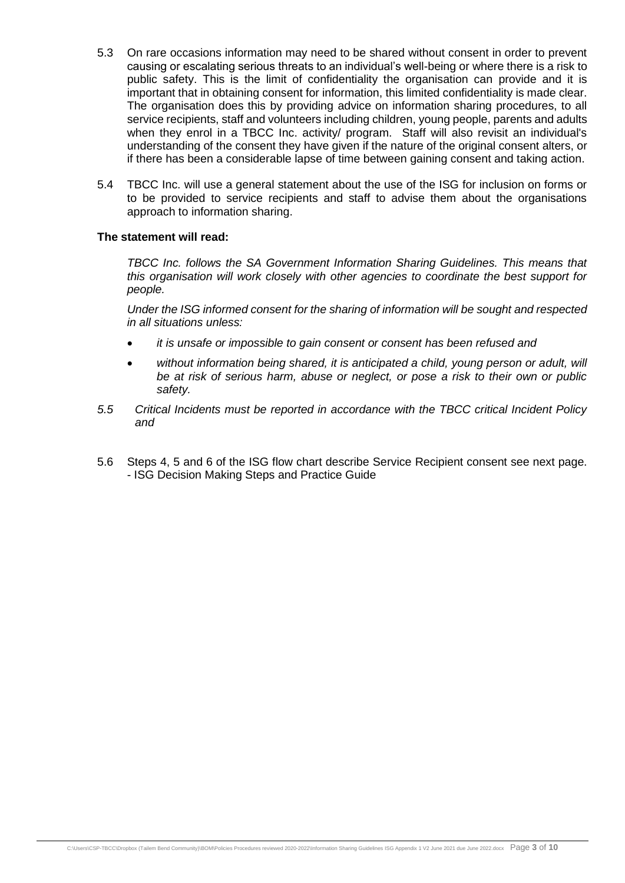5.3 On rare occasions information may need to be shared without consent in order to prevent causing or escalating serious threats to an individual's well-being or where there is a risk to public safety. This is the limit of confidentiality the organisation can provide and it is important that in obtaining consent for information, this limited confidentiality is made clear. The organisation does this by providing advice on information sharing procedures, to all service recipients, staff and volunteers including children, young people, parents and adults when they enrol in a TBCC Inc. activity/ program. Staff will also revisit an individual's understanding of the consent they have given if the nature of the original consent alters, or if there has been a considerable lapse of time between gaining consent and taking action.

5.4 TBCC Inc. will use a general statement about the use of the ISG for inclusion on forms or to be provided to service recipients and staff to advise them about the organisations approach to information sharing.

**The statement will read:**

*TBCC Inc. follows the SA Government Information Sharing Guidelines. This means that this organisation will work closely with other agencies to coordinate the best support for people.*

*Under the ISG informed consent for the sharing of information will be sought and respected in all situations unless:*

- *it is unsafe or impossible to gain consent or consent has been refused and*
- *without information being shared, it is anticipated a child, young person or adult, will be at risk of serious harm, abuse or neglect, or pose a risk to their own or public safety.*

*5.5 Critical Incidents must be reported in accordance with the TBCC critical Incident Policy and*

5.6 Steps 4, 5 and 6 of the ISG flow chart describe Service Recipient consent see next page. - ISG Decision Making Steps and Practice Guide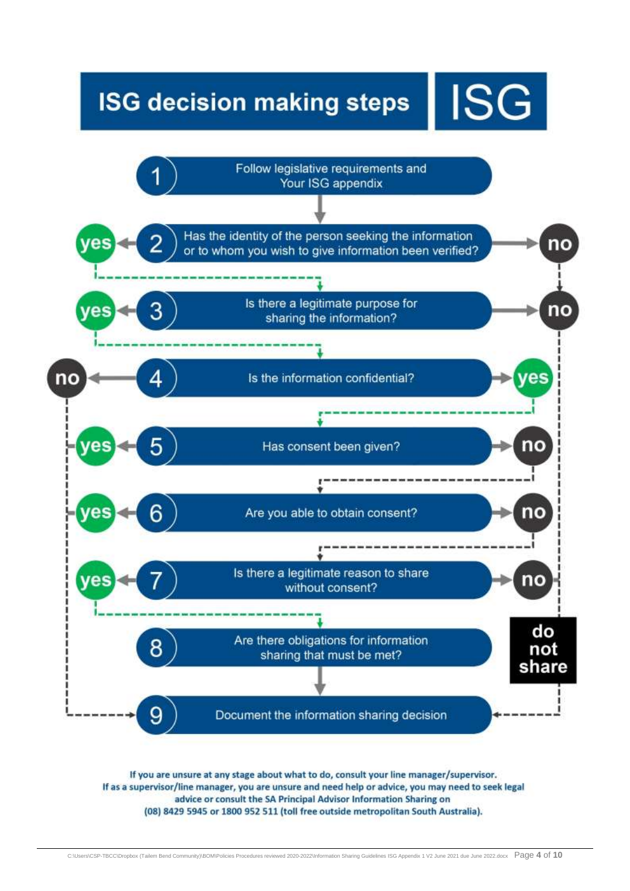# ISG decision making steps

**ISG**

1. Follow legislative requirements and Your ISG appendix
2. Has the identity of the person seeking the information or to whom you wish to give information been verified?
   - **yes** → go to step 3
   - **no** → do not share
3. Is there a legitimate purpose for sharing the information?
   - **yes** → go to step 4
   - **no** → do not share
4. Is the information confidential?
   - **yes** → go to step 5
   - **no** → go to step 9
5. Has consent been given?
   - **yes** → go to step 9
   - **no** → go to step 6
6. Are you able to obtain consent?
   - **yes** → go to step 9
   - **no** → go to step 7
7. Is there a legitimate reason to share without consent?
   - **yes** → go to step 8
   - **no** → **do not share**
8. Are there obligations for information sharing that must be met?
9. Document the information sharing decision

**If you are unsure at any stage about what to do, consult your line manager/supervisor. If as a supervisor/line manager, you are unsure and need help or advice, you may need to seek legal advice or consult the SA Principal Advisor Information Sharing on (08) 8429 5945 or 1800 952 511 (toll free outside metropolitan South Australia).**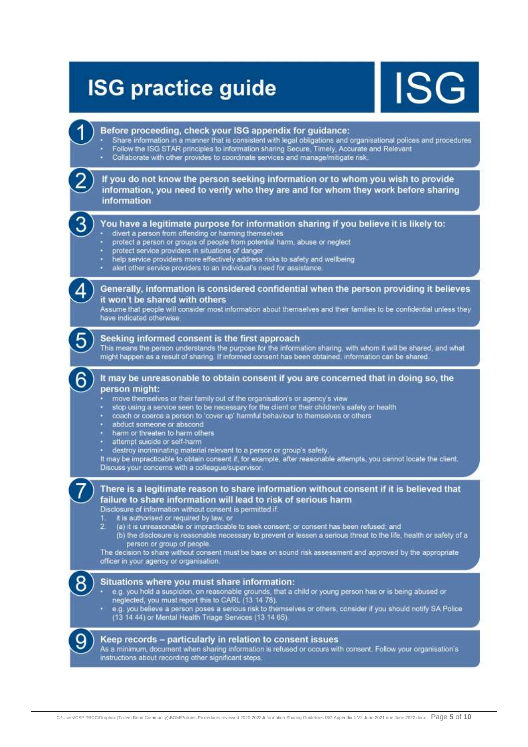# ISG practice guide

ISG

## 1 Before proceeding, check your ISG appendix for guidance:

- Share information in a manner that is consistent with legal obligations and organisational polices and procedures
- Follow the ISG STAR principles to information sharing Secure, Timely, Accurate and Relevant
- Collaborate with other provides to coordinate services and manage/mitigate risk.

## 2 If you do not know the person seeking information or to whom you wish to provide information, you need to verify who they are and for whom they work before sharing information

## 3 You have a legitimate purpose for information sharing if you believe it is likely to:

- divert a person from offending or harming themselves
- protect a person or groups of people from potential harm, abuse or neglect
- protect service providers in situations of danger
- help service providers more effectively address risks to safety and wellbeing
- alert other service providers to an individual's need for assistance.

## 4 Generally, information is considered confidential when the person providing it believes it won't be shared with others

Assume that people will consider most information about themselves and their families to be confidential unless they have indicated otherwise.

## 5 Seeking informed consent is the first approach

This means the person understands the purpose for the information sharing, with whom it will be shared, and what might happen as a result of sharing. If informed consent has been obtained, information can be shared.

## 6 It may be unreasonable to obtain consent if you are concerned that in doing so, the person might:

- move themselves or their family out of the organisation's or agency's view
- stop using a service seen to be necessary for the client or their children's safety or health
- coach or coerce a person to 'cover up' harmful behaviour to themselves or others
- abduct someone or abscond
- harm or threaten to harm others
- attempt suicide or self-harm
- destroy incriminating material relevant to a person or group's safety.

It may be impracticable to obtain consent if, for example, after reasonable attempts, you cannot locate the client. Discuss your concerns with a colleague/supervisor.

## 7 There is a legitimate reason to share information without consent if it is believed that failure to share information will lead to risk of serious harm

Disclosure of information without consent is permitted if:

1. it is authorised or required by law, or
2. (a) it is unreasonable or impracticable to seek consent; or consent has been refused; and
   (b) the disclosure is reasonable necessary to prevent or lessen a serious threat to the life, health or safety of a person or group of people.

The decision to share without consent must be base on sound risk assessment and approved by the appropriate officer in your agency or organisation.

## 8 Situations where you must share information:

- e.g. you hold a suspicion, on reasonable grounds, that a child or young person has or is being abused or neglected, you must report this to CARL (13 14 78).
- e.g. you believe a person poses a serious risk to themselves or others, consider if you should notify SA Police (13 14 44) or Mental Health Triage Services (13 14 65).

## 9 Keep records – particularly in relation to consent issues

As a minimum, document when sharing information is refused or occurs with consent. Follow your organisation's instructions about recording other significant steps.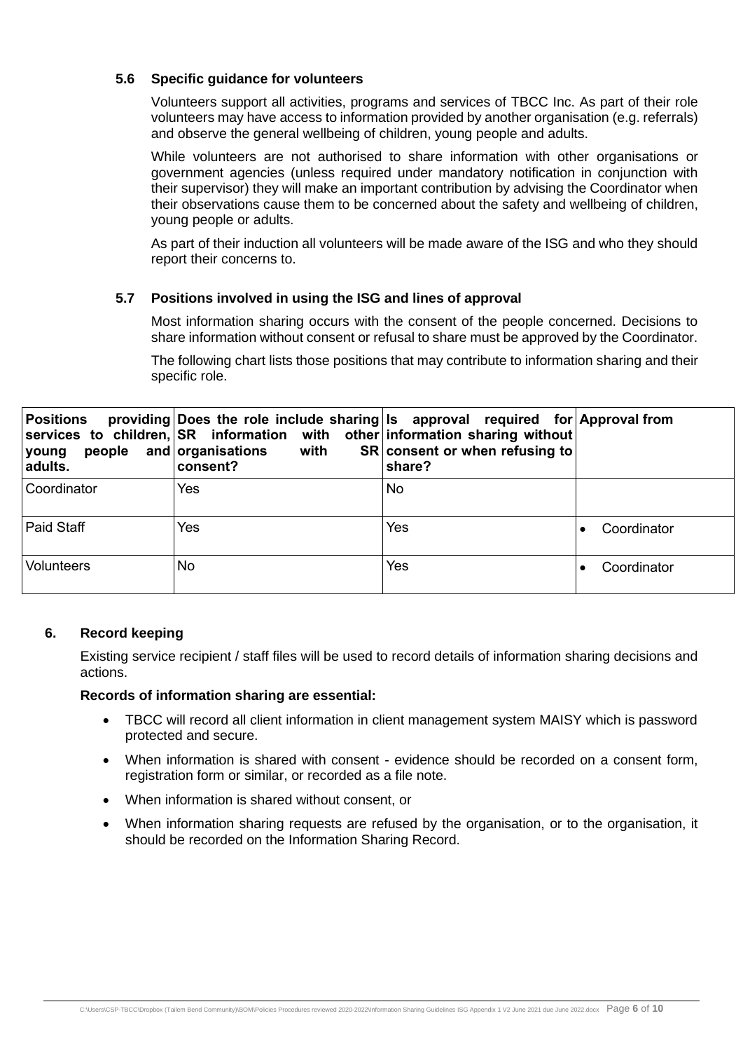### 5.6 Specific guidance for volunteers

Volunteers support all activities, programs and services of TBCC Inc. As part of their role volunteers may have access to information provided by another organisation (e.g. referrals) and observe the general wellbeing of children, young people and adults.

While volunteers are not authorised to share information with other organisations or government agencies (unless required under mandatory notification in conjunction with their supervisor) they will make an important contribution by advising the Coordinator when their observations cause them to be concerned about the safety and wellbeing of children, young people or adults.

As part of their induction all volunteers will be made aware of the ISG and who they should report their concerns to.

### 5.7 Positions involved in using the ISG and lines of approval

Most information sharing occurs with the consent of the people concerned. Decisions to share information without consent or refusal to share must be approved by the Coordinator.

The following chart lists those positions that may contribute to information sharing and their specific role.

| Positions providing services to children, young people and adults. | Does the role include sharing SR information with other organisations with SR consent? | Is approval required for information sharing without consent or when refusing to share? | Approval from |
|---|---|---|---|
| Coordinator | Yes | No | |
| Paid Staff | Yes | Yes | • Coordinator |
| Volunteers | No | Yes | • Coordinator |

## 6. Record keeping

Existing service recipient / staff files will be used to record details of information sharing decisions and actions.

**Records of information sharing are essential:**

- TBCC will record all client information in client management system MAISY which is password protected and secure.
- When information is shared with consent - evidence should be recorded on a consent form, registration form or similar, or recorded as a file note.
- When information is shared without consent, or
- When information sharing requests are refused by the organisation, or to the organisation, it should be recorded on the Information Sharing Record.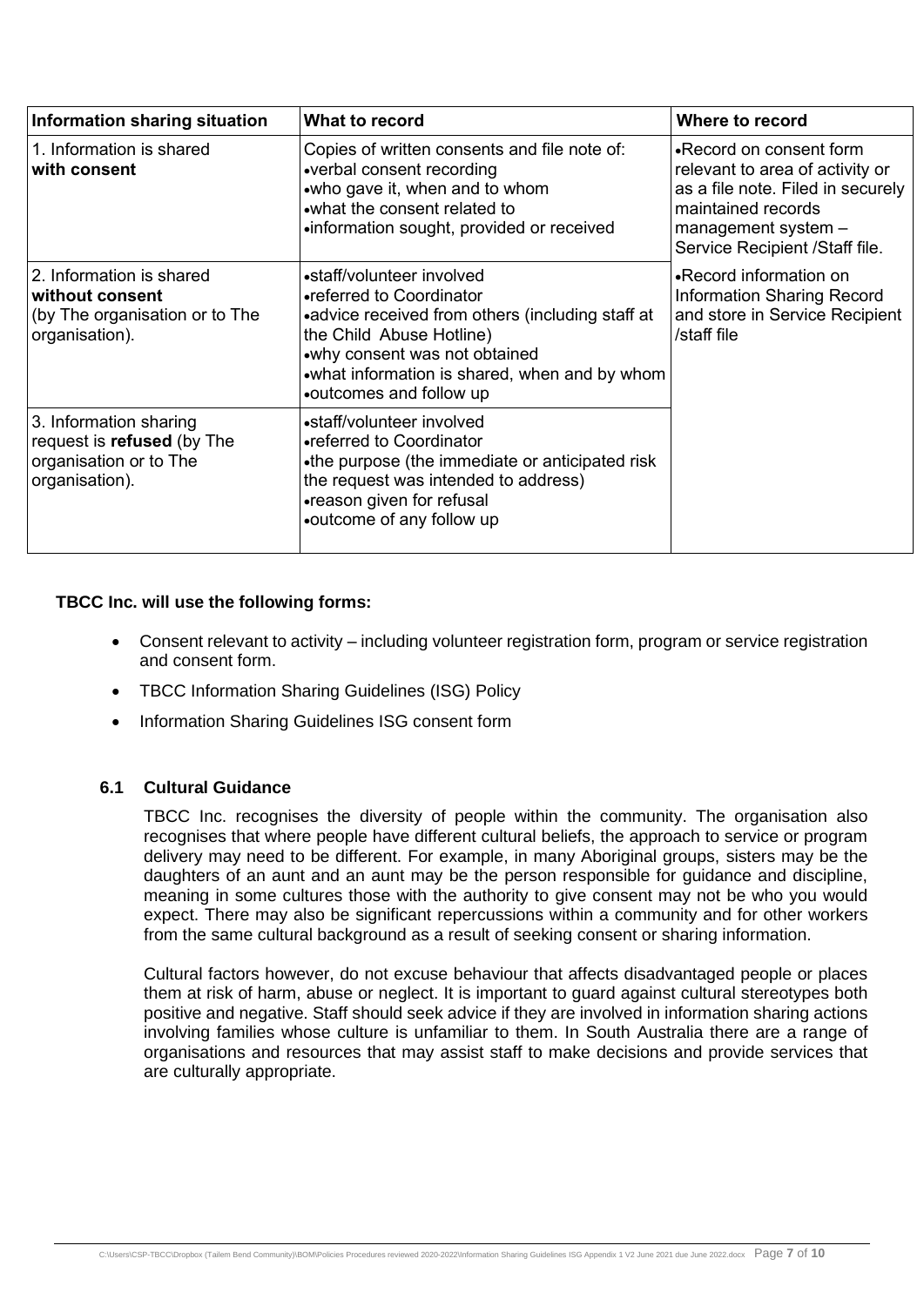| Information sharing situation | What to record | Where to record |
|---|---|---|
| 1. Information is shared **with consent** | Copies of written consents and file note of:<br>•verbal consent recording<br>•who gave it, when and to whom<br>•what the consent related to<br>•information sought, provided or received | •Record on consent form relevant to area of activity or as a file note. Filed in securely maintained records management system – Service Recipient /Staff file. |
| 2. Information is shared **without consent** (by The organisation or to The organisation). | •staff/volunteer involved<br>•referred to Coordinator<br>•advice received from others (including staff at the Child Abuse Hotline)<br>•why consent was not obtained<br>•what information is shared, when and by whom<br>•outcomes and follow up | •Record information on Information Sharing Record and store in Service Recipient /staff file |
| 3. Information sharing request is **refused** (by The organisation or to The organisation). | •staff/volunteer involved<br>•referred to Coordinator<br>•the purpose (the immediate or anticipated risk the request was intended to address)<br>•reason given for refusal<br>•outcome of any follow up | |

**TBCC Inc. will use the following forms:**

- Consent relevant to activity – including volunteer registration form, program or service registration and consent form.
- TBCC Information Sharing Guidelines (ISG) Policy
- Information Sharing Guidelines ISG consent form

### 6.1 Cultural Guidance

TBCC Inc. recognises the diversity of people within the community. The organisation also recognises that where people have different cultural beliefs, the approach to service or program delivery may need to be different. For example, in many Aboriginal groups, sisters may be the daughters of an aunt and an aunt may be the person responsible for guidance and discipline, meaning in some cultures those with the authority to give consent may not be who you would expect. There may also be significant repercussions within a community and for other workers from the same cultural background as a result of seeking consent or sharing information.

Cultural factors however, do not excuse behaviour that affects disadvantaged people or places them at risk of harm, abuse or neglect. It is important to guard against cultural stereotypes both positive and negative. Staff should seek advice if they are involved in information sharing actions involving families whose culture is unfamiliar to them. In South Australia there are a range of organisations and resources that may assist staff to make decisions and provide services that are culturally appropriate.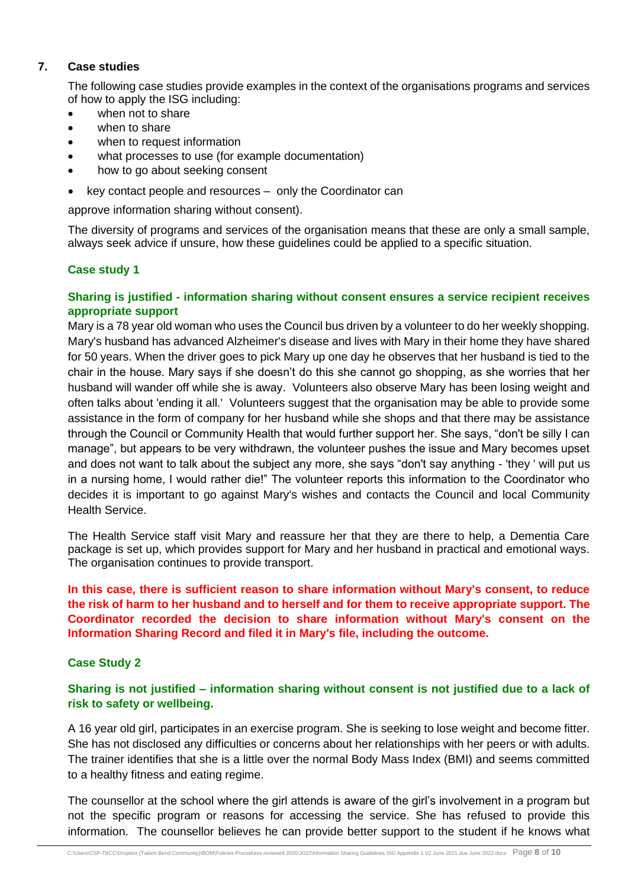## 7. Case studies

The following case studies provide examples in the context of the organisations programs and services of how to apply the ISG including:

- when not to share
- when to share
- when to request information
- what processes to use (for example documentation)
- how to go about seeking consent
- key contact people and resources – only the Coordinator can

approve information sharing without consent).

The diversity of programs and services of the organisation means that these are only a small sample, always seek advice if unsure, how these guidelines could be applied to a specific situation.

### Case study 1

#### Sharing is justified - information sharing without consent ensures a service recipient receives appropriate support

Mary is a 78 year old woman who uses the Council bus driven by a volunteer to do her weekly shopping. Mary's husband has advanced Alzheimer's disease and lives with Mary in their home they have shared for 50 years. When the driver goes to pick Mary up one day he observes that her husband is tied to the chair in the house. Mary says if she doesn't do this she cannot go shopping, as she worries that her husband will wander off while she is away. Volunteers also observe Mary has been losing weight and often talks about 'ending it all.' Volunteers suggest that the organisation may be able to provide some assistance in the form of company for her husband while she shops and that there may be assistance through the Council or Community Health that would further support her. She says, "don't be silly I can manage", but appears to be very withdrawn, the volunteer pushes the issue and Mary becomes upset and does not want to talk about the subject any more, she says "don't say anything - 'they ' will put us in a nursing home, I would rather die!" The volunteer reports this information to the Coordinator who decides it is important to go against Mary's wishes and contacts the Council and local Community Health Service.

The Health Service staff visit Mary and reassure her that they are there to help, a Dementia Care package is set up, which provides support for Mary and her husband in practical and emotional ways. The organisation continues to provide transport.

**In this case, there is sufficient reason to share information without Mary's consent, to reduce the risk of harm to her husband and to herself and for them to receive appropriate support. The Coordinator recorded the decision to share information without Mary's consent on the Information Sharing Record and filed it in Mary's file, including the outcome.**

### Case Study 2

#### Sharing is not justified – information sharing without consent is not justified due to a lack of risk to safety or wellbeing.

A 16 year old girl, participates in an exercise program. She is seeking to lose weight and become fitter. She has not disclosed any difficulties or concerns about her relationships with her peers or with adults. The trainer identifies that she is a little over the normal Body Mass Index (BMI) and seems committed to a healthy fitness and eating regime.

The counsellor at the school where the girl attends is aware of the girl's involvement in a program but not the specific program or reasons for accessing the service. She has refused to provide this information. The counsellor believes he can provide better support to the student if he knows what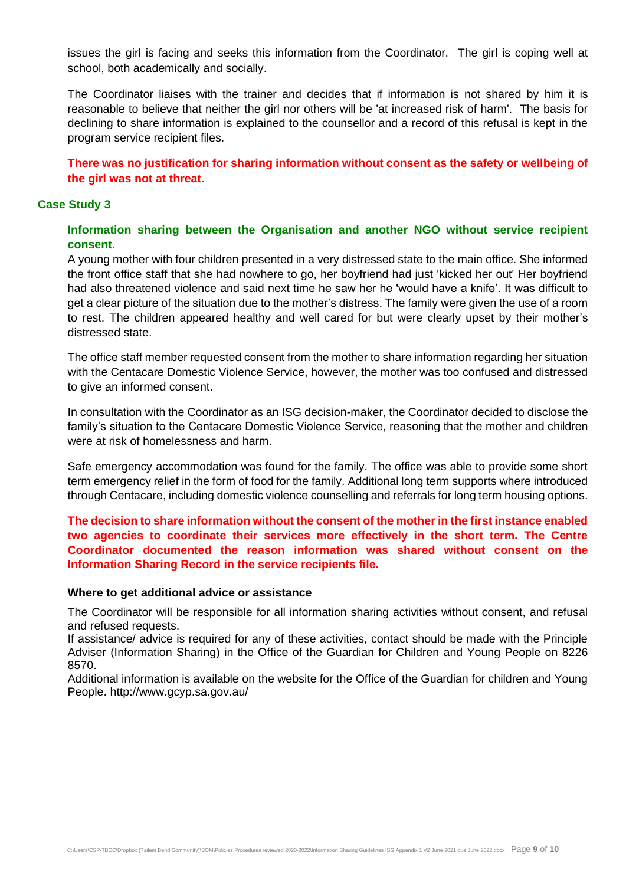issues the girl is facing and seeks this information from the Coordinator. The girl is coping well at school, both academically and socially.

The Coordinator liaises with the trainer and decides that if information is not shared by him it is reasonable to believe that neither the girl nor others will be 'at increased risk of harm'. The basis for declining to share information is explained to the counsellor and a record of this refusal is kept in the program service recipient files.

**There was no justification for sharing information without consent as the safety or wellbeing of the girl was not at threat.**

### Case Study 3

**Information sharing between the Organisation and another NGO without service recipient consent.**

A young mother with four children presented in a very distressed state to the main office. She informed the front office staff that she had nowhere to go, her boyfriend had just 'kicked her out' Her boyfriend had also threatened violence and said next time he saw her he 'would have a knife'. It was difficult to get a clear picture of the situation due to the mother's distress. The family were given the use of a room to rest. The children appeared healthy and well cared for but were clearly upset by their mother's distressed state.

The office staff member requested consent from the mother to share information regarding her situation with the Centacare Domestic Violence Service, however, the mother was too confused and distressed to give an informed consent.

In consultation with the Coordinator as an ISG decision-maker, the Coordinator decided to disclose the family's situation to the Centacare Domestic Violence Service, reasoning that the mother and children were at risk of homelessness and harm.

Safe emergency accommodation was found for the family. The office was able to provide some short term emergency relief in the form of food for the family. Additional long term supports where introduced through Centacare, including domestic violence counselling and referrals for long term housing options.

**The decision to share information without the consent of the mother in the first instance enabled two agencies to coordinate their services more effectively in the short term. The Centre Coordinator documented the reason information was shared without consent on the Information Sharing Record in the service recipients file.**

#### Where to get additional advice or assistance

The Coordinator will be responsible for all information sharing activities without consent, and refusal and refused requests.

If assistance/ advice is required for any of these activities, contact should be made with the Principle Adviser (Information Sharing) in the Office of the Guardian for Children and Young People on 8226 8570.

Additional information is available on the website for the Office of the Guardian for children and Young People. http://www.gcyp.sa.gov.au/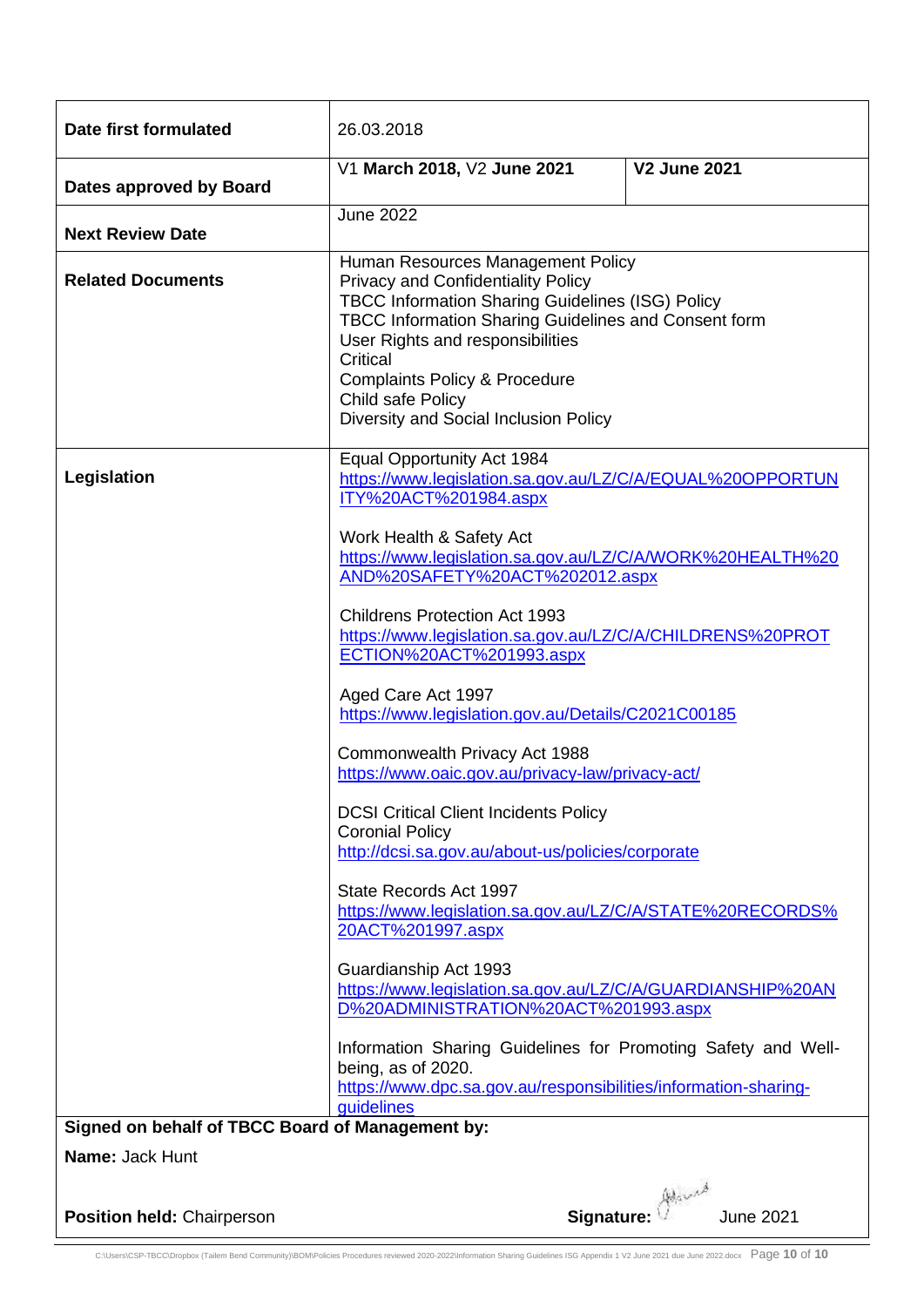| | | |
|---|---|---|
| **Date first formulated** | 26.03.2018 | |
| **Dates approved by Board** | V1 **March 2018,** V2 **June 2021** | **V2 June 2021** |
| **Next Review Date** | June 2022 | |
| **Related Documents** | Human Resources Management Policy<br>Privacy and Confidentiality Policy<br>TBCC Information Sharing Guidelines (ISG) Policy<br>TBCC Information Sharing Guidelines and Consent form<br>User Rights and responsibilities<br>Critical<br>Complaints Policy & Procedure<br>Child safe Policy<br>Diversity and Social Inclusion Policy | |
| **Legislation** | Equal Opportunity Act 1984<br>https://www.legislation.sa.gov.au/LZ/C/A/EQUAL%20OPPORTUNITY%20ACT%201984.aspx<br><br>Work Health & Safety Act<br>https://www.legislation.sa.gov.au/LZ/C/A/WORK%20HEALTH%20AND%20SAFETY%20ACT%202012.aspx<br><br>Childrens Protection Act 1993<br>https://www.legislation.sa.gov.au/LZ/C/A/CHILDRENS%20PROTECTION%20ACT%201993.aspx<br><br>Aged Care Act 1997<br>https://www.legislation.gov.au/Details/C2021C00185<br><br>Commonwealth Privacy Act 1988<br>https://www.oaic.gov.au/privacy-law/privacy-act/<br><br>DCSI Critical Client Incidents Policy<br>Coronial Policy<br>http://dcsi.sa.gov.au/about-us/policies/corporate<br><br>State Records Act 1997<br>https://www.legislation.sa.gov.au/LZ/C/A/STATE%20RECORDS%20ACT%201997.aspx<br><br>Guardianship Act 1993<br>https://www.legislation.sa.gov.au/LZ/C/A/GUARDIANSHIP%20AND%20ADMINISTRATION%20ACT%201993.aspx<br><br>Information Sharing Guidelines for Promoting Safety and Well-being, as of 2020.<br>https://www.dpc.sa.gov.au/responsibilities/information-sharing-guidelines | |

**Signed on behalf of TBCC Board of Management by:**

**Name:** Jack Hunt

**Position held:** Chairperson **Signature:** June 2021